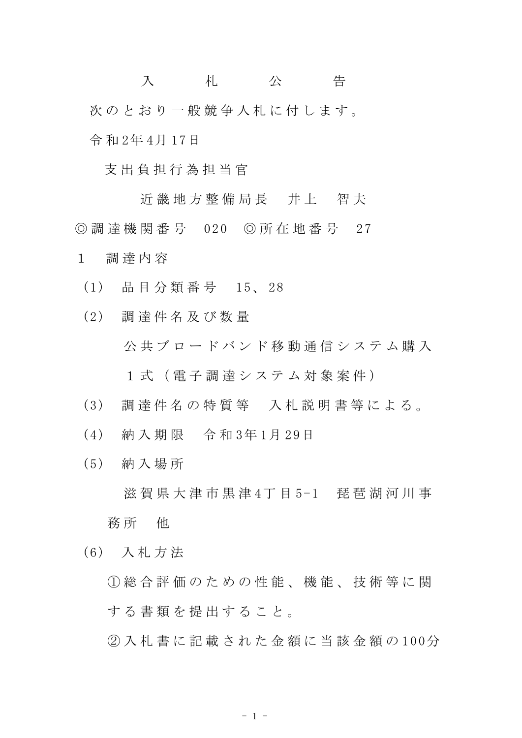# 入札公告

次のとおり一般競争入札に付します。

令和2年4月17日

支出負担行為担当官

近畿地方整備局長　井上　智夫

◎調達機関番号　020　◎所在地番号　27

1　調達内容

（1）　品目分類番号　15、28

（2）　調達件名及び数量

公共ブロードバンド移動通信システム購入　1式（電子調達システム対象案件）

（3）　調達件名の特質等　入札説明書等による。

（4）　納入期限　令和3年1月29日

（5）　納入場所

滋賀県大津市黒津4丁目5-1　琵琶湖河川事務所　他

（6）　入札方法

①総合評価のための性能、機能、技術等に関する書類を提出すること。

②入札書に記載された金額に当該金額の100分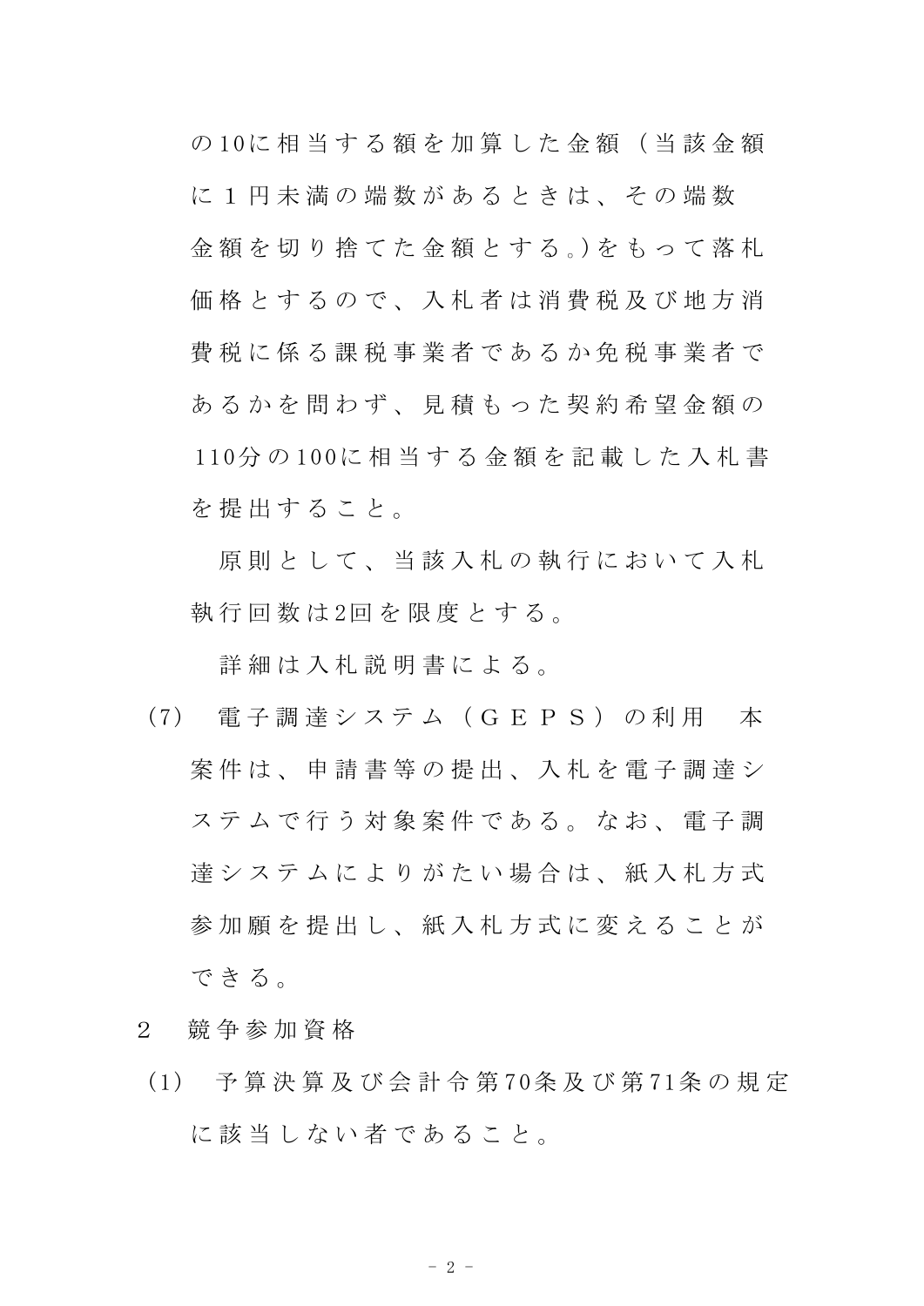の10に相当する額を加算した金額（当該金額に１円未満の端数があるときは、その端数金額を切り捨てた金額とする。)をもって落札価格とするので、入札者は消費税及び地方消費税に係る課税事業者であるか免税事業者であるかを問わず、見積もった契約希望金額の110分の100に相当する金額を記載した入札書を提出すること。

原則として、当該入札の執行において入札執行回数は2回を限度とする。

詳細は入札説明書による。

(7)　電子調達システム（ＧＥＰＳ）の利用　本案件は、申請書等の提出、入札を電子調達システムで行う対象案件である。なお、電子調達システムによりがたい場合は、紙入札方式参加願を提出し、紙入札方式に変えることができる。

2　競争参加資格

(1)　予算決算及び会計令第70条及び第71条の規定に該当しない者であること。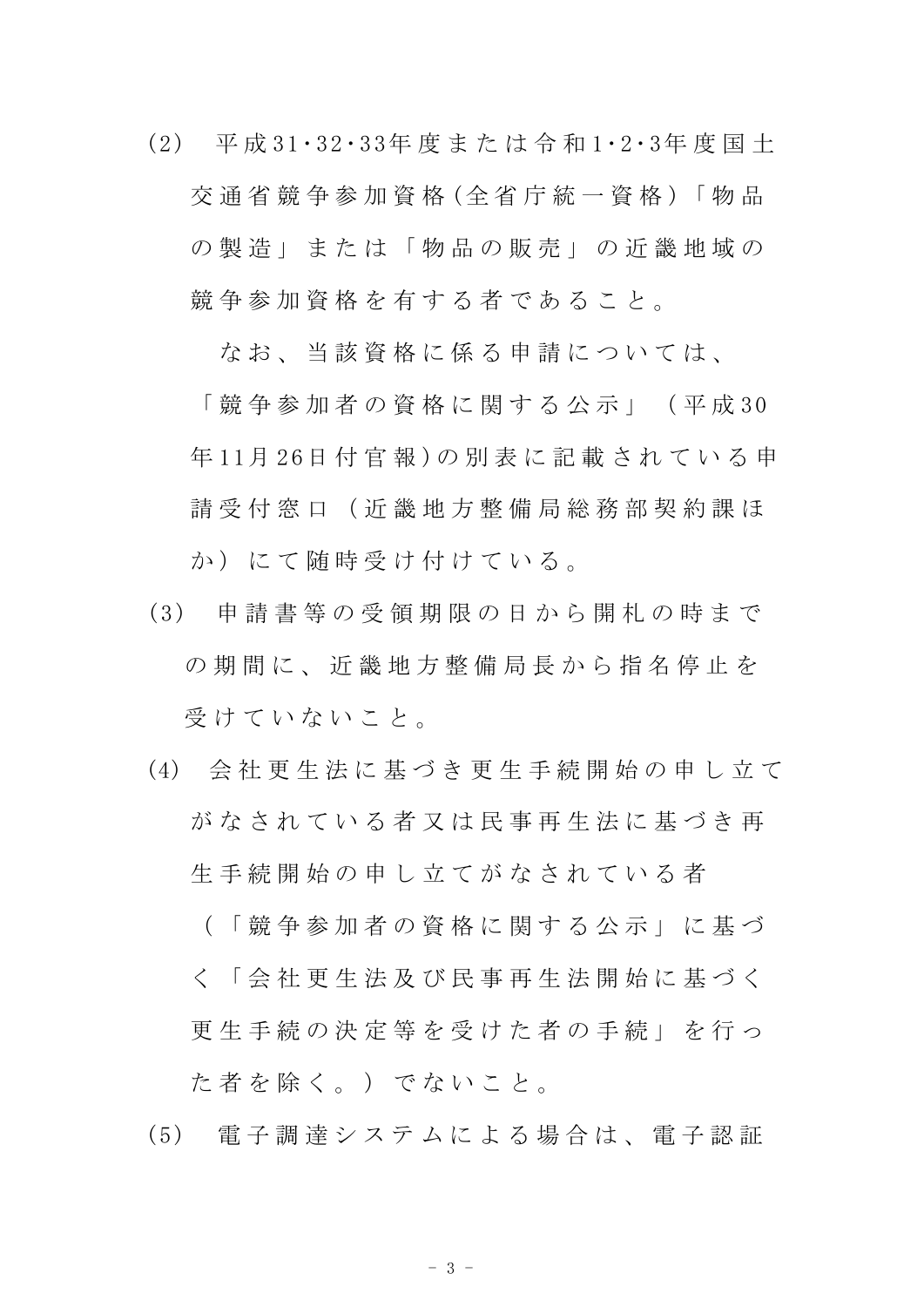(2)　平成31･32･33年度または令和1･2･3年度国土交通省競争参加資格(全省庁統一資格)「物品の製造」または「物品の販売」の近畿地域の競争参加資格を有する者であること。

なお、当該資格に係る申請については、「競争参加者の資格に関する公示」（平成30年11月26日付官報)の別表に記載されている申請受付窓口（近畿地方整備局総務部契約課ほか）にて随時受け付けている。

(3)　申請書等の受領期限の日から開札の時までの期間に、近畿地方整備局長から指名停止を受けていないこと。

(4)　会社更生法に基づき更生手続開始の申し立てがなされている者又は民事再生法に基づき再生手続開始の申し立てがなされている者（「競争参加者の資格に関する公示」に基づく「会社更生法及び民事再生法開始に基づく更生手続の決定等を受けた者の手続」を行った者を除く。）でないこと。

(5)　電子調達システムによる場合は、電子認証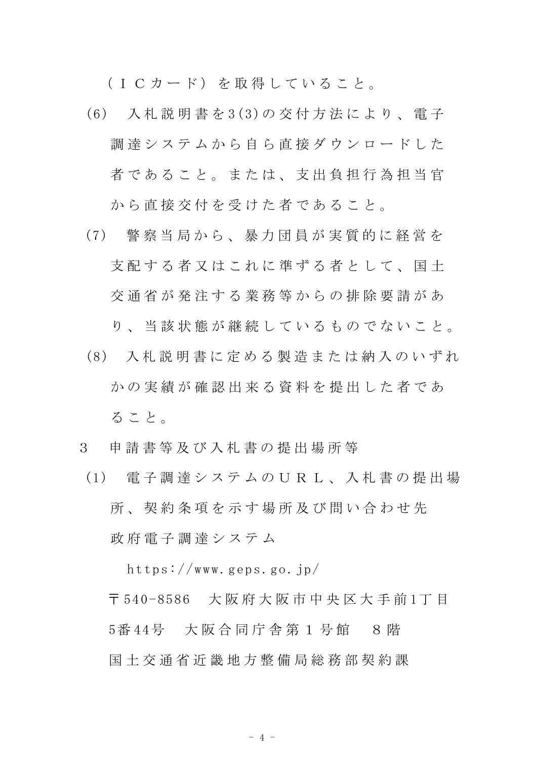（ＩＣカード）を取得していること。

(6)　入札説明書を3(3)の交付方法により、電子調達システムから自ら直接ダウンロードした者であること。または、支出負担行為担当官から直接交付を受けた者であること。

(7)　警察当局から、暴力団員が実質的に経営を支配する者又はこれに準ずる者として、国土交通省が発注する業務等からの排除要請があり、当該状態が継続しているものでないこと。

(8)　入札説明書に定める製造または納入のいずれかの実績が確認出来る資料を提出した者であること。

3　申請書等及び入札書の提出場所等

(1)　電子調達システムのＵＲＬ、入札書の提出場所、契約条項を示す場所及び問い合わせ先

政府電子調達システム

https://www.geps.go.jp/

〒540-8586　大阪府大阪市中央区大手前1丁目5番44号　大阪合同庁舎第１号館　８階

国土交通省近畿地方整備局総務部契約課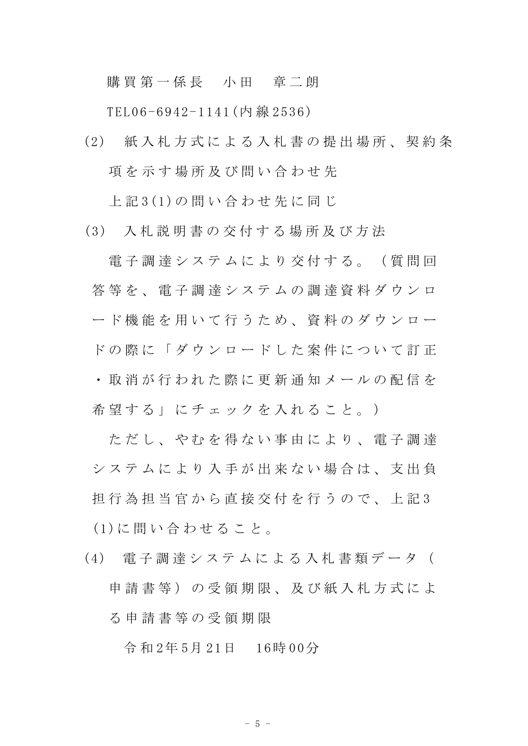購買第一係長　小田　章二朗

TEL06-6942-1141(内線2536)

(2)　紙入札方式による入札書の提出場所、契約条項を示す場所及び問い合わせ先

上記3(1)の問い合わせ先に同じ

(3)　入札説明書の交付する場所及び方法

電子調達システムにより交付する。（質問回答等を、電子調達システムの調達資料ダウンロード機能を用いて行うため、資料のダウンロードの際に「ダウンロードした案件について訂正・取消が行われた際に更新通知メールの配信を希望する」にチェックを入れること。）

ただし、やむを得ない事由により、電子調達システムにより入手が出来ない場合は、支出負担行為担当官から直接交付を行うので、上記3(1)に問い合わせること。

(4)　電子調達システムによる入札書類データ（申請書等）の受領期限、及び紙入札方式による申請書等の受領期限

令和2年5月21日　16時00分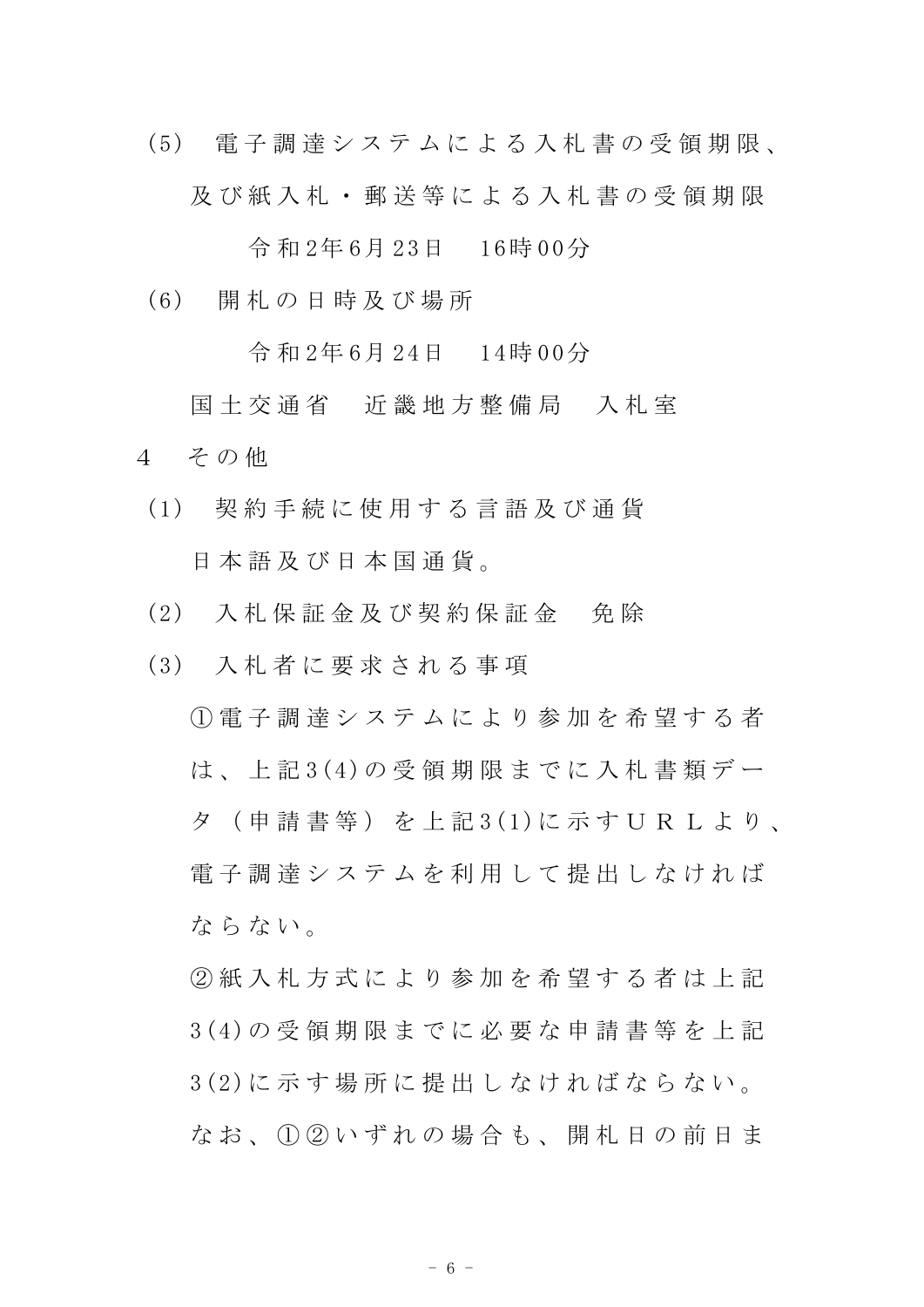(5) 電子調達システムによる入札書の受領期限、及び紙入札・郵送等による入札書の受領期限

令和2年6月23日　16時00分

(6) 開札の日時及び場所

令和2年6月24日　14時00分

国土交通省　近畿地方整備局　入札室

4 その他

(1) 契約手続に使用する言語及び通貨

日本語及び日本国通貨。

(2) 入札保証金及び契約保証金　免除

(3) 入札者に要求される事項

①電子調達システムにより参加を希望する者は、上記3(4)の受領期限までに入札書類データ（申請書等）を上記3(1)に示すＵＲＬより、電子調達システムを利用して提出しなければならない。

②紙入札方式により参加を希望する者は上記3(4)の受領期限までに必要な申請書等を上記3(2)に示す場所に提出しなければならない。

なお、①②いずれの場合も、開札日の前日ま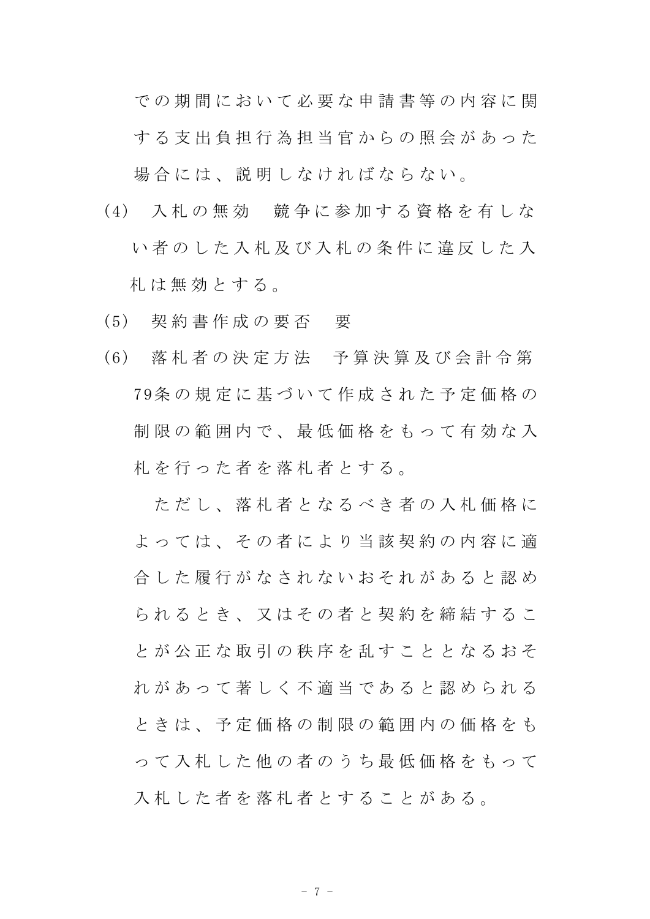での期間において必要な申請書等の内容に関する支出負担行為担当官からの照会があった場合には、説明しなければならない。

(4)　入札の無効　競争に参加する資格を有しない者のした入札及び入札の条件に違反した入札は無効とする。

(5)　契約書作成の要否　要

(6)　落札者の決定方法　予算決算及び会計令第79条の規定に基づいて作成された予定価格の制限の範囲内で、最低価格をもって有効な入札を行った者を落札者とする。

　ただし、落札者となるべき者の入札価格によっては、その者により当該契約の内容に適合した履行がなされないおそれがあると認められるとき、又はその者と契約を締結することが公正な取引の秩序を乱すこととなるおそれがあって著しく不適当であると認められるときは、予定価格の制限の範囲内の価格をもって入札した他の者のうち最低価格をもって入札した者を落札者とすることがある。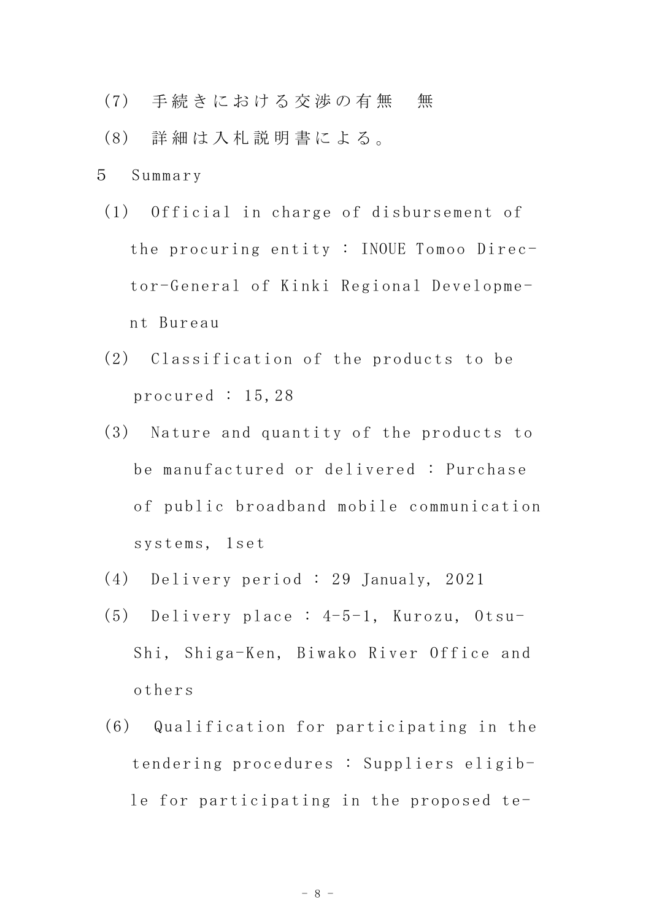(7) 手続きにおける交渉の有無　無

(8) 詳細は入札説明書による。

5　Summary

(1) Official in charge of disbursement of the procuring entity : INOUE Tomoo Director-General of Kinki Regional Development Bureau

(2) Classification of the products to be procured : 15,28

(3) Nature and quantity of the products to be manufactured or delivered : Purchase of public broadband mobile communication systems, 1set

(4) Delivery period : 29 Janualy, 2021

(5) Delivery place : 4-5-1, Kurozu, Otsu-Shi, Shiga-Ken, Biwako River Office and others

(6) Qualification for participating in the tendering procedures : Suppliers eligible for participating in the proposed te-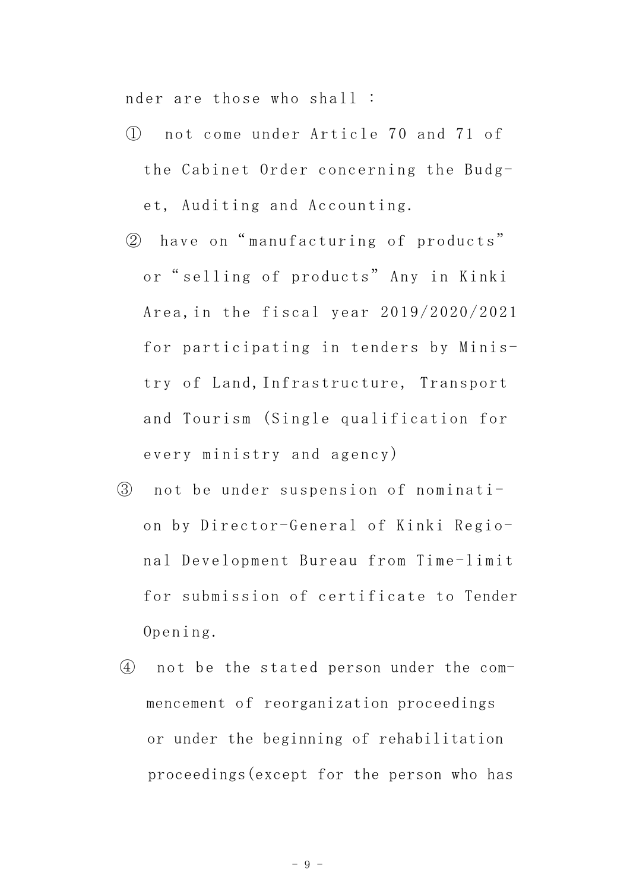nder are those who shall :

① not come under Article 70 and 71 of the Cabinet Order concerning the Budget, Auditing and Accounting.

② have on "manufacturing of products" or "selling of products" Any in Kinki Area, in the fiscal year 2019/2020/2021 for participating in tenders by Ministry of Land, Infrastructure, Transport and Tourism (Single qualification for every ministry and agency)

③ not be under suspension of nomination by Director-General of Kinki Regional Development Bureau from Time-limit for submission of certificate to Tender Opening.

④ not be the stated person under the commencement of reorganization proceedings or under the beginning of rehabilitation proceedings(except for the person who has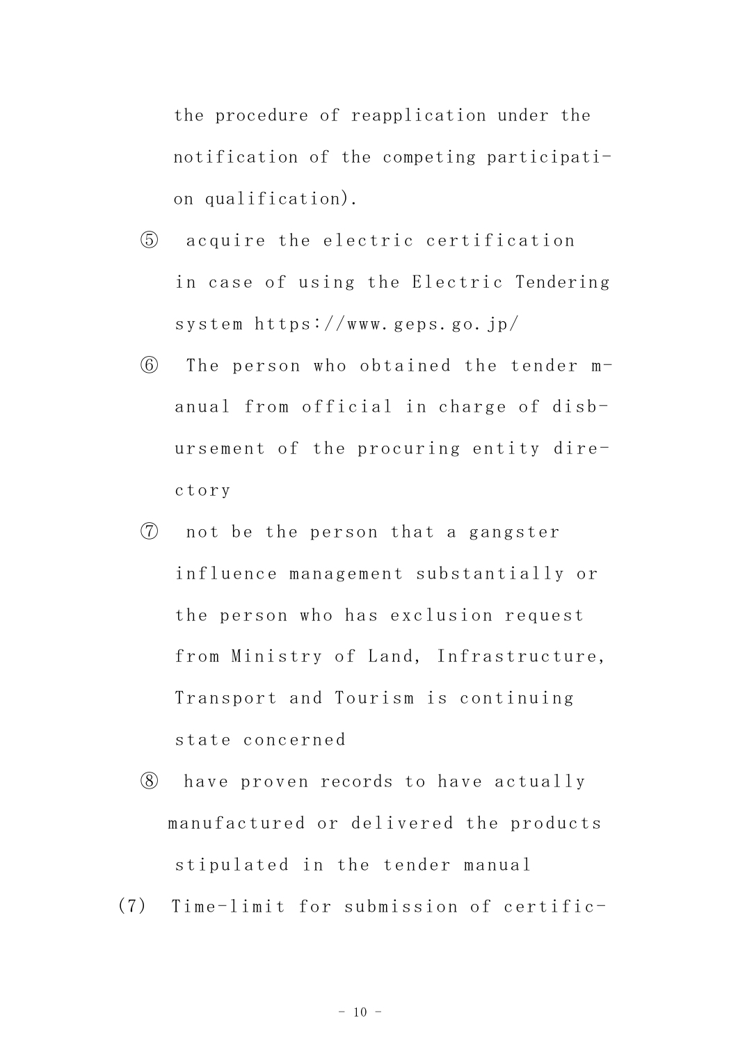the procedure of reapplication under the notification of the competing participation qualification).

⑤ acquire the electric certification in case of using the Electric Tendering system https://www.geps.go.jp/

⑥ The person who obtained the tender manual from official in charge of disbursement of the procuring entity directory

⑦ not be the person that a gangster influence management substantially or the person who has exclusion request from Ministry of Land, Infrastructure, Transport and Tourism is continuing state concerned

⑧ have proven records to have actually manufactured or delivered the products stipulated in the tender manual

(7) Time-limit for submission of certific-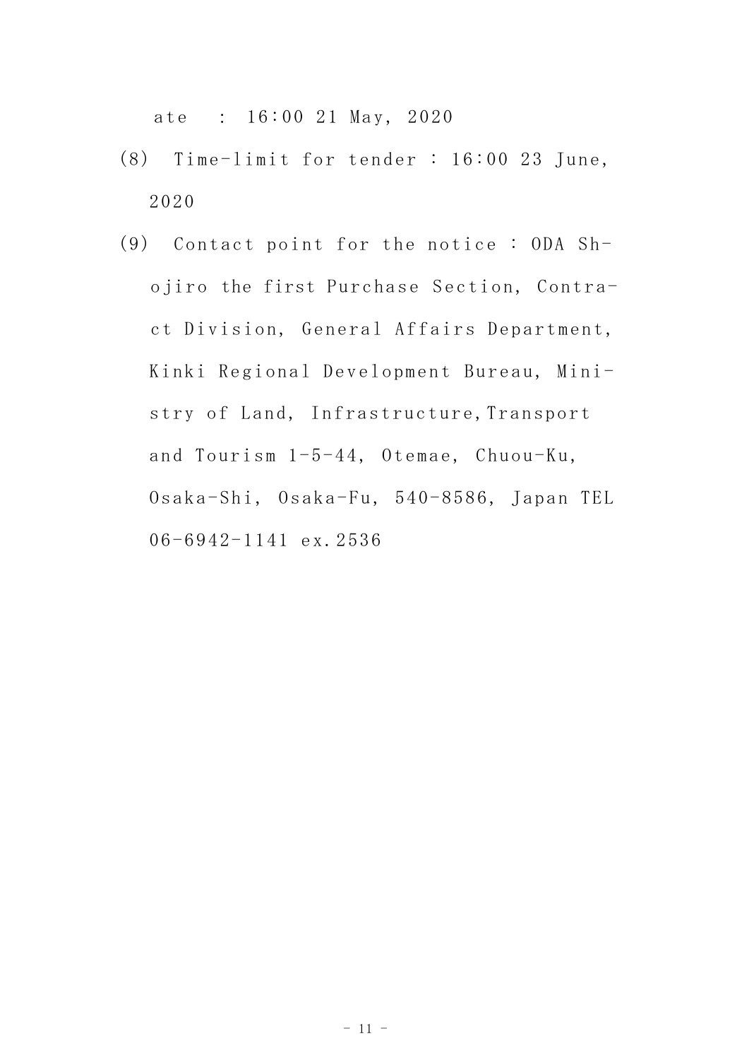ate : 16:00 21 May, 2020

(8) Time-limit for tender : 16:00 23 June, 2020

(9) Contact point for the notice : ODA Shojiro the first Purchase Section, Contract Division, General Affairs Department, Kinki Regional Development Bureau, Ministry of Land, Infrastructure,Transport and Tourism 1-5-44, Otemae, Chuou-Ku, Osaka-Shi, Osaka-Fu, 540-8586, Japan TEL 06-6942-1141 ex.2536